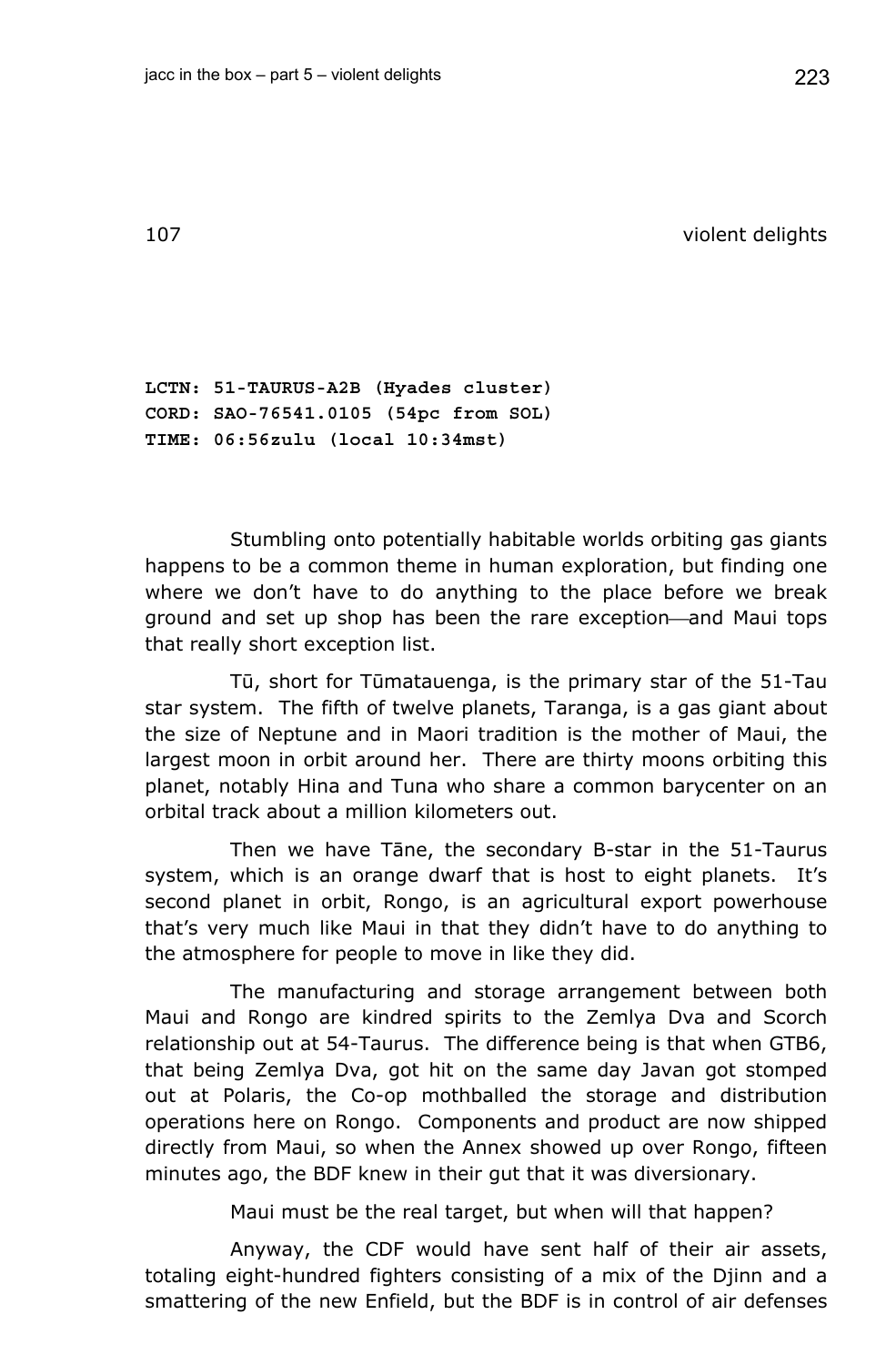## 107 violent delights

**LCTN: 51-TAURUS-A2B (Hyades cluster)**
**CORD: SAO-76541.0105 (54pc from SOL)**
**TIME: 06:56zulu (local 10:34mst)**

Stumbling onto potentially habitable worlds orbiting gas giants happens to be a common theme in human exploration, but finding one where we don't have to do anything to the place before we break ground and set up shop has been the rare exception—and Maui tops that really short exception list.

Tū, short for Tūmatauenga, is the primary star of the 51-Tau star system. The fifth of twelve planets, Taranga, is a gas giant about the size of Neptune and in Maori tradition is the mother of Maui, the largest moon in orbit around her. There are thirty moons orbiting this planet, notably Hina and Tuna who share a common barycenter on an orbital track about a million kilometers out.

Then we have Tāne, the secondary B-star in the 51-Taurus system, which is an orange dwarf that is host to eight planets. It's second planet in orbit, Rongo, is an agricultural export powerhouse that's very much like Maui in that they didn't have to do anything to the atmosphere for people to move in like they did.

The manufacturing and storage arrangement between both Maui and Rongo are kindred spirits to the Zemlya Dva and Scorch relationship out at 54-Taurus. The difference being is that when GTB6, that being Zemlya Dva, got hit on the same day Javan got stomped out at Polaris, the Co-op mothballed the storage and distribution operations here on Rongo. Components and product are now shipped directly from Maui, so when the Annex showed up over Rongo, fifteen minutes ago, the BDF knew in their gut that it was diversionary.

Maui must be the real target, but when will that happen?

Anyway, the CDF would have sent half of their air assets, totaling eight-hundred fighters consisting of a mix of the Djinn and a smattering of the new Enfield, but the BDF is in control of air defenses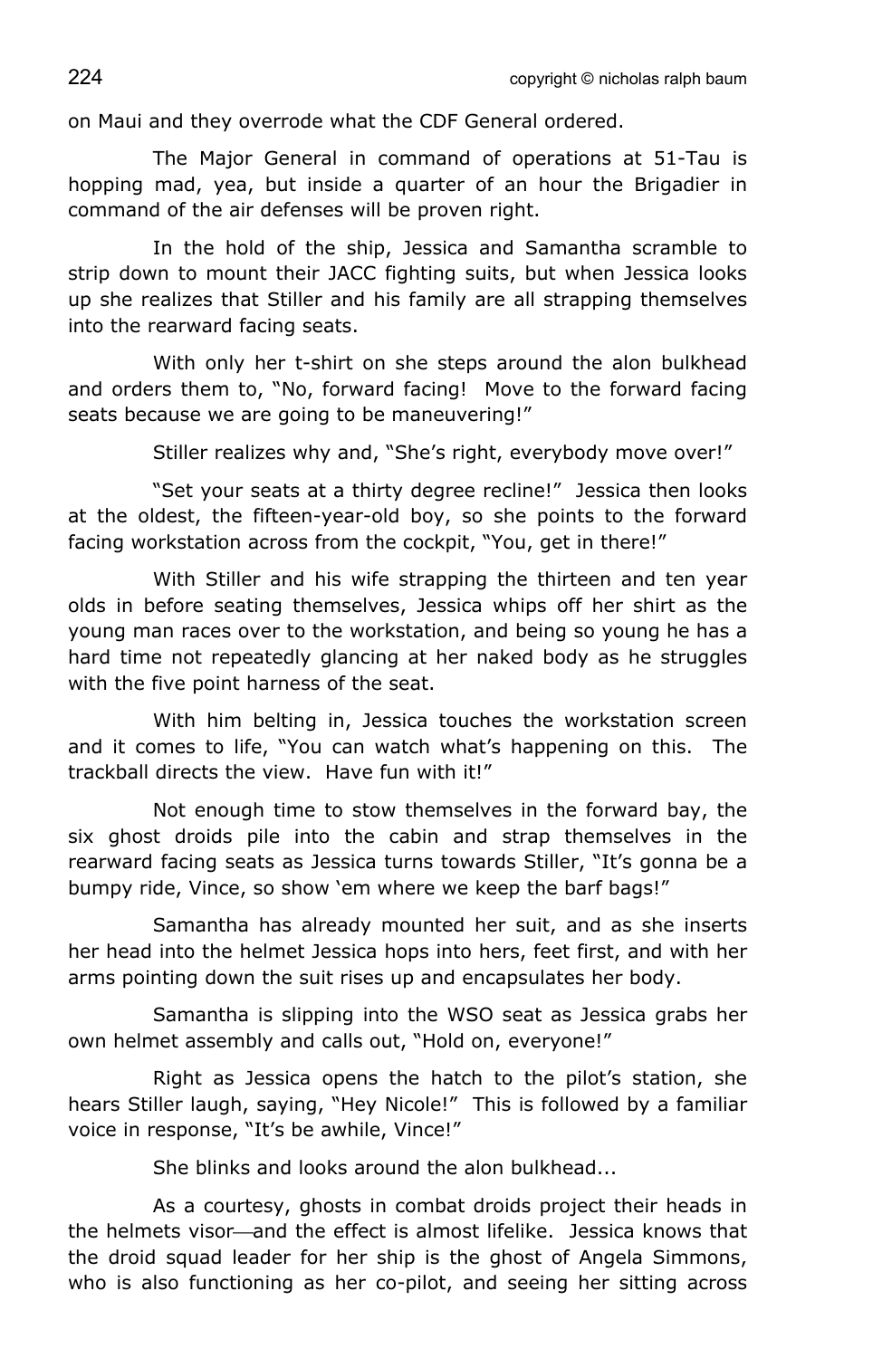on Maui and they overrode what the CDF General ordered.

The Major General in command of operations at 51-Tau is hopping mad, yea, but inside a quarter of an hour the Brigadier in command of the air defenses will be proven right.

In the hold of the ship, Jessica and Samantha scramble to strip down to mount their JACC fighting suits, but when Jessica looks up she realizes that Stiller and his family are all strapping themselves into the rearward facing seats.

With only her t-shirt on she steps around the alon bulkhead and orders them to, "No, forward facing! Move to the forward facing seats because we are going to be maneuvering!"

Stiller realizes why and, "She's right, everybody move over!"

"Set your seats at a thirty degree recline!" Jessica then looks at the oldest, the fifteen-year-old boy, so she points to the forward facing workstation across from the cockpit, "You, get in there!"

With Stiller and his wife strapping the thirteen and ten year olds in before seating themselves, Jessica whips off her shirt as the young man races over to the workstation, and being so young he has a hard time not repeatedly glancing at her naked body as he struggles with the five point harness of the seat.

With him belting in, Jessica touches the workstation screen and it comes to life, "You can watch what's happening on this. The trackball directs the view. Have fun with it!"

Not enough time to stow themselves in the forward bay, the six ghost droids pile into the cabin and strap themselves in the rearward facing seats as Jessica turns towards Stiller, "It's gonna be a bumpy ride, Vince, so show 'em where we keep the barf bags!"

Samantha has already mounted her suit, and as she inserts her head into the helmet Jessica hops into hers, feet first, and with her arms pointing down the suit rises up and encapsulates her body.

Samantha is slipping into the WSO seat as Jessica grabs her own helmet assembly and calls out, "Hold on, everyone!"

Right as Jessica opens the hatch to the pilot's station, she hears Stiller laugh, saying, "Hey Nicole!" This is followed by a familiar voice in response, "It's be awhile, Vince!"

She blinks and looks around the alon bulkhead...

As a courtesy, ghosts in combat droids project their heads in the helmets visor—and the effect is almost lifelike. Jessica knows that the droid squad leader for her ship is the ghost of Angela Simmons, who is also functioning as her co-pilot, and seeing her sitting across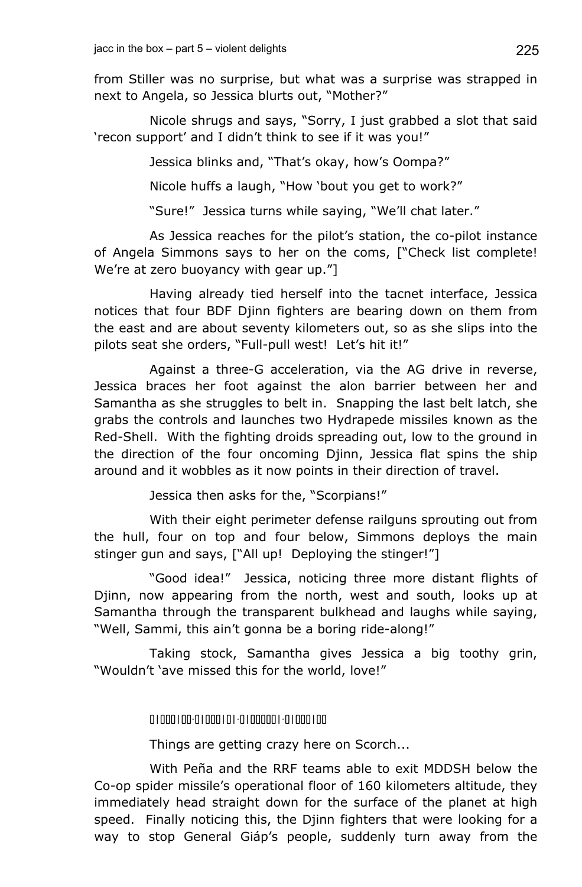from Stiller was no surprise, but what was a surprise was strapped in next to Angela, so Jessica blurts out, "Mother?"

Nicole shrugs and says, "Sorry, I just grabbed a slot that said 'recon support' and I didn't think to see if it was you!"

Jessica blinks and, "That's okay, how's Oompa?"

Nicole huffs a laugh, "How 'bout you get to work?"

"Sure!" Jessica turns while saying, "We'll chat later."

As Jessica reaches for the pilot's station, the co-pilot instance of Angela Simmons says to her on the coms, ["Check list complete! We're at zero buoyancy with gear up."]

Having already tied herself into the tacnet interface, Jessica notices that four BDF Djinn fighters are bearing down on them from the east and are about seventy kilometers out, so as she slips into the pilots seat she orders, "Full-pull west! Let's hit it!"

Against a three-G acceleration, via the AG drive in reverse, Jessica braces her foot against the alon barrier between her and Samantha as she struggles to belt in. Snapping the last belt latch, she grabs the controls and launches two Hydrapede missiles known as the Red-Shell. With the fighting droids spreading out, low to the ground in the direction of the four oncoming Djinn, Jessica flat spins the ship around and it wobbles as it now points in their direction of travel.

Jessica then asks for the, "Scorpians!"

With their eight perimeter defense railguns sprouting out from the hull, four on top and four below, Simmons deploys the main stinger gun and says, ["All up! Deploying the stinger!"]

"Good idea!" Jessica, noticing three more distant flights of Djinn, now appearing from the north, west and south, looks up at Samantha through the transparent bulkhead and laughs while saying, "Well, Sammi, this ain't gonna be a boring ride-along!"

Taking stock, Samantha gives Jessica a big toothy grin, "Wouldn't 'ave missed this for the world, love!"

0|000|00·0|000|0|·0|00000|·0|000|00

Things are getting crazy here on Scorch...

With Peña and the RRF teams able to exit MDDSH below the Co-op spider missile's operational floor of 160 kilometers altitude, they immediately head straight down for the surface of the planet at high speed. Finally noticing this, the Djinn fighters that were looking for a way to stop General Giáp's people, suddenly turn away from the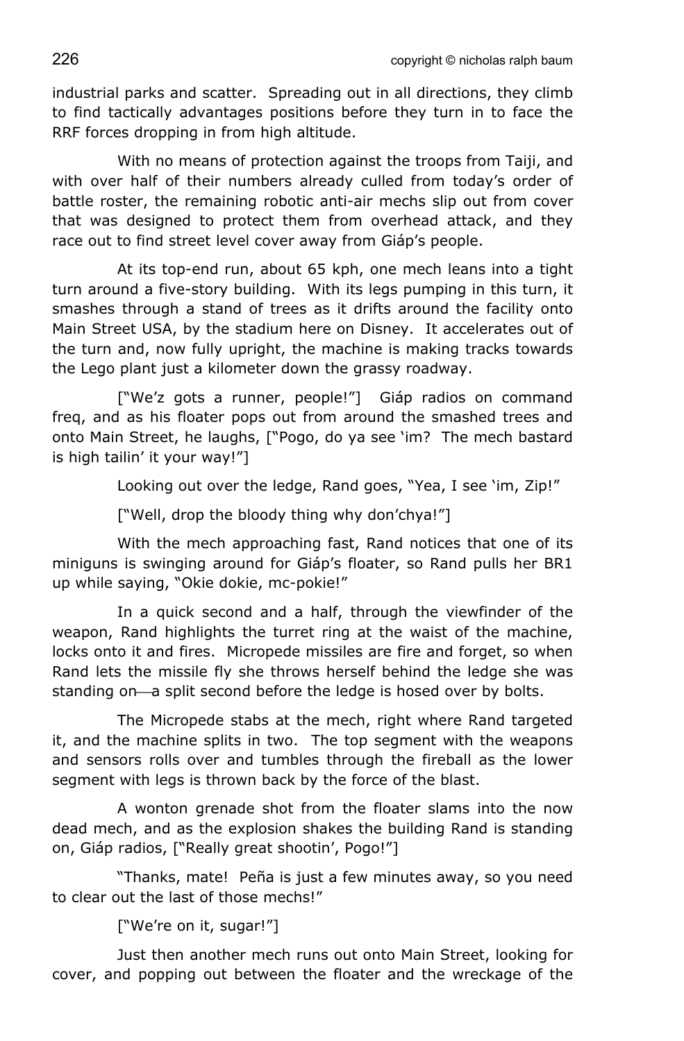industrial parks and scatter. Spreading out in all directions, they climb to find tactically advantages positions before they turn in to face the RRF forces dropping in from high altitude.

With no means of protection against the troops from Taiji, and with over half of their numbers already culled from today's order of battle roster, the remaining robotic anti-air mechs slip out from cover that was designed to protect them from overhead attack, and they race out to find street level cover away from Giáp's people.

At its top-end run, about 65 kph, one mech leans into a tight turn around a five-story building. With its legs pumping in this turn, it smashes through a stand of trees as it drifts around the facility onto Main Street USA, by the stadium here on Disney. It accelerates out of the turn and, now fully upright, the machine is making tracks towards the Lego plant just a kilometer down the grassy roadway.

["We'z gots a runner, people!"] Giáp radios on command freq, and as his floater pops out from around the smashed trees and onto Main Street, he laughs, ["Pogo, do ya see 'im? The mech bastard is high tailin' it your way!"]

Looking out over the ledge, Rand goes, "Yea, I see 'im, Zip!"

["Well, drop the bloody thing why don'chya!"]

With the mech approaching fast, Rand notices that one of its miniguns is swinging around for Giáp's floater, so Rand pulls her BR1 up while saying, "Okie dokie, mc-pokie!"

In a quick second and a half, through the viewfinder of the weapon, Rand highlights the turret ring at the waist of the machine, locks onto it and fires. Micropede missiles are fire and forget, so when Rand lets the missile fly she throws herself behind the ledge she was standing on—a split second before the ledge is hosed over by bolts.

The Micropede stabs at the mech, right where Rand targeted it, and the machine splits in two. The top segment with the weapons and sensors rolls over and tumbles through the fireball as the lower segment with legs is thrown back by the force of the blast.

A wonton grenade shot from the floater slams into the now dead mech, and as the explosion shakes the building Rand is standing on, Giáp radios, ["Really great shootin', Pogo!"]

"Thanks, mate! Peña is just a few minutes away, so you need to clear out the last of those mechs!"

["We're on it, sugar!"]

Just then another mech runs out onto Main Street, looking for cover, and popping out between the floater and the wreckage of the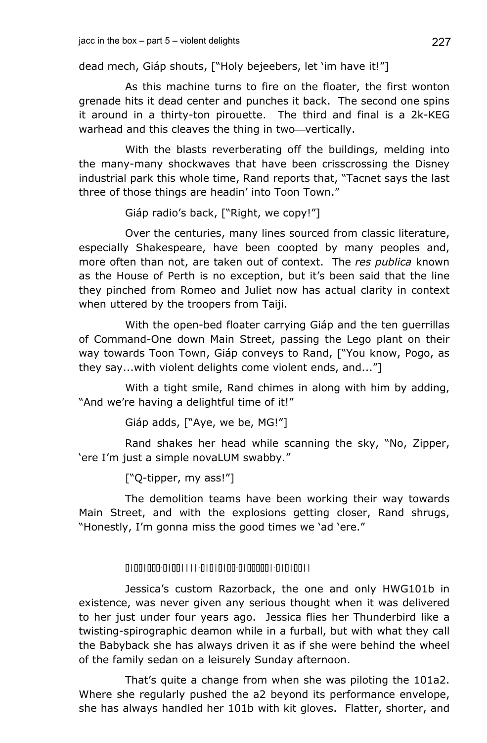dead mech, Giáp shouts, ["Holy bejeebers, let 'im have it!"]

As this machine turns to fire on the floater, the first wonton grenade hits it dead center and punches it back. The second one spins it around in a thirty-ton pirouette. The third and final is a 2k-KEG warhead and this cleaves the thing in two—vertically.

With the blasts reverberating off the buildings, melding into the many-many shockwaves that have been crisscrossing the Disney industrial park this whole time, Rand reports that, "Tacnet says the last three of those things are headin' into Toon Town."

Giáp radio's back, ["Right, we copy!"]

Over the centuries, many lines sourced from classic literature, especially Shakespeare, have been coopted by many peoples and, more often than not, are taken out of context. The *res publica* known as the House of Perth is no exception, but it's been said that the line they pinched from Romeo and Juliet now has actual clarity in context when uttered by the troopers from Taiji.

With the open-bed floater carrying Giáp and the ten guerrillas of Command-One down Main Street, passing the Lego plant on their way towards Toon Town, Giáp conveys to Rand, ["You know, Pogo, as they say...with violent delights come violent ends, and..."]

With a tight smile, Rand chimes in along with him by adding, "And we're having a delightful time of it!"

Giáp adds, ["Aye, we be, MG!"]

Rand shakes her head while scanning the sky, "No, Zipper, 'ere I'm just a simple novaLUM swabby."

["Q-tipper, my ass!"]

The demolition teams have been working their way towards Main Street, and with the explosions getting closer, Rand shrugs, "Honestly, I'm gonna miss the good times we 'ad 'ere."

01001000·01001111·01010100·01000001·01010011

Jessica's custom Razorback, the one and only HWG101b in existence, was never given any serious thought when it was delivered to her just under four years ago. Jessica flies her Thunderbird like a twisting-spirographic deamon while in a furball, but with what they call the Babyback she has always driven it as if she were behind the wheel of the family sedan on a leisurely Sunday afternoon.

That's quite a change from when she was piloting the 101a2. Where she regularly pushed the a2 beyond its performance envelope, she has always handled her 101b with kit gloves. Flatter, shorter, and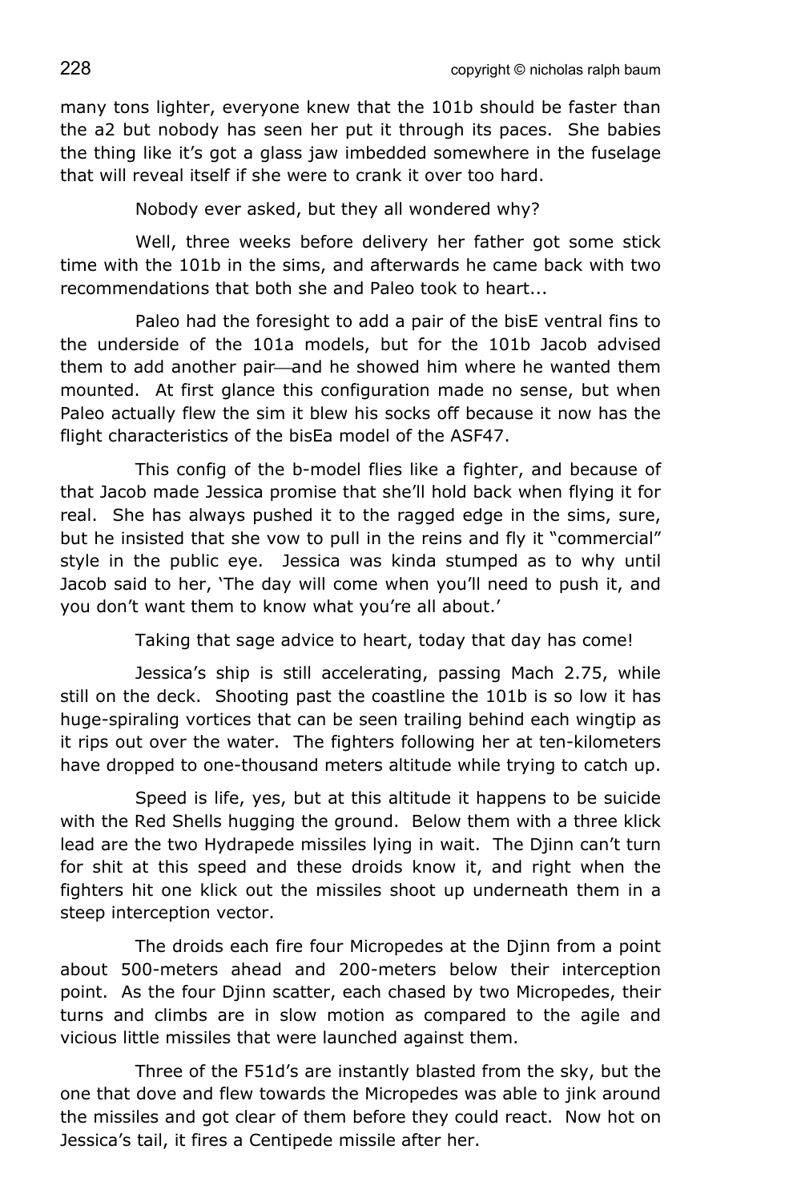many tons lighter, everyone knew that the 101b should be faster than the a2 but nobody has seen her put it through its paces. She babies the thing like it's got a glass jaw imbedded somewhere in the fuselage that will reveal itself if she were to crank it over too hard.

Nobody ever asked, but they all wondered why?

Well, three weeks before delivery her father got some stick time with the 101b in the sims, and afterwards he came back with two recommendations that both she and Paleo took to heart...

Paleo had the foresight to add a pair of the bisE ventral fins to the underside of the 101a models, but for the 101b Jacob advised them to add another pair—and he showed him where he wanted them mounted. At first glance this configuration made no sense, but when Paleo actually flew the sim it blew his socks off because it now has the flight characteristics of the bisEa model of the ASF47.

This config of the b-model flies like a fighter, and because of that Jacob made Jessica promise that she'll hold back when flying it for real. She has always pushed it to the ragged edge in the sims, sure, but he insisted that she vow to pull in the reins and fly it "commercial" style in the public eye. Jessica was kinda stumped as to why until Jacob said to her, 'The day will come when you'll need to push it, and you don't want them to know what you're all about.'

Taking that sage advice to heart, today that day has come!

Jessica's ship is still accelerating, passing Mach 2.75, while still on the deck. Shooting past the coastline the 101b is so low it has huge-spiraling vortices that can be seen trailing behind each wingtip as it rips out over the water. The fighters following her at ten-kilometers have dropped to one-thousand meters altitude while trying to catch up.

Speed is life, yes, but at this altitude it happens to be suicide with the Red Shells hugging the ground. Below them with a three klick lead are the two Hydrapede missiles lying in wait. The Djinn can't turn for shit at this speed and these droids know it, and right when the fighters hit one klick out the missiles shoot up underneath them in a steep interception vector.

The droids each fire four Micropedes at the Djinn from a point about 500-meters ahead and 200-meters below their interception point. As the four Djinn scatter, each chased by two Micropedes, their turns and climbs are in slow motion as compared to the agile and vicious little missiles that were launched against them.

Three of the F51d's are instantly blasted from the sky, but the one that dove and flew towards the Micropedes was able to jink around the missiles and got clear of them before they could react. Now hot on Jessica's tail, it fires a Centipede missile after her.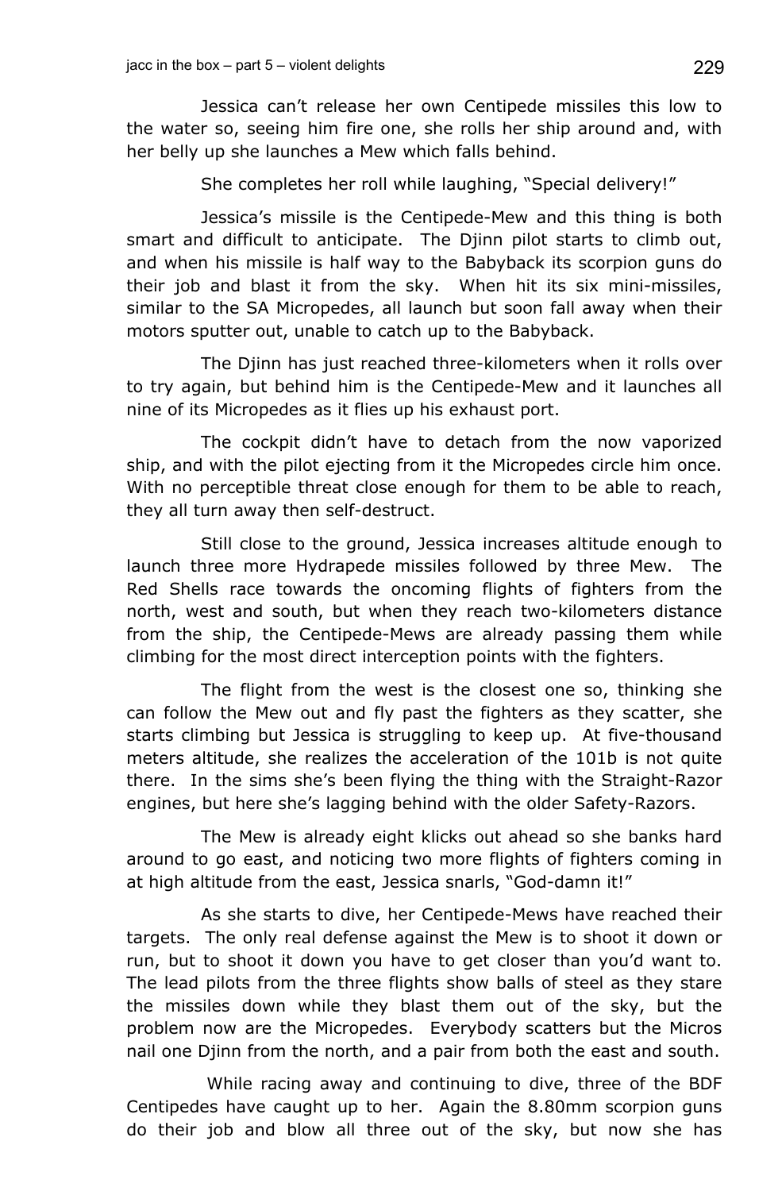Jessica can't release her own Centipede missiles this low to the water so, seeing him fire one, she rolls her ship around and, with her belly up she launches a Mew which falls behind.

She completes her roll while laughing, "Special delivery!"

Jessica's missile is the Centipede-Mew and this thing is both smart and difficult to anticipate. The Djinn pilot starts to climb out, and when his missile is half way to the Babyback its scorpion guns do their job and blast it from the sky. When hit its six mini-missiles, similar to the SA Micropedes, all launch but soon fall away when their motors sputter out, unable to catch up to the Babyback.

The Djinn has just reached three-kilometers when it rolls over to try again, but behind him is the Centipede-Mew and it launches all nine of its Micropedes as it flies up his exhaust port.

The cockpit didn't have to detach from the now vaporized ship, and with the pilot ejecting from it the Micropedes circle him once. With no perceptible threat close enough for them to be able to reach, they all turn away then self-destruct.

Still close to the ground, Jessica increases altitude enough to launch three more Hydrapede missiles followed by three Mew. The Red Shells race towards the oncoming flights of fighters from the north, west and south, but when they reach two-kilometers distance from the ship, the Centipede-Mews are already passing them while climbing for the most direct interception points with the fighters.

The flight from the west is the closest one so, thinking she can follow the Mew out and fly past the fighters as they scatter, she starts climbing but Jessica is struggling to keep up. At five-thousand meters altitude, she realizes the acceleration of the 101b is not quite there. In the sims she's been flying the thing with the Straight-Razor engines, but here she's lagging behind with the older Safety-Razors.

The Mew is already eight klicks out ahead so she banks hard around to go east, and noticing two more flights of fighters coming in at high altitude from the east, Jessica snarls, "God-damn it!"

As she starts to dive, her Centipede-Mews have reached their targets. The only real defense against the Mew is to shoot it down or run, but to shoot it down you have to get closer than you'd want to. The lead pilots from the three flights show balls of steel as they stare the missiles down while they blast them out of the sky, but the problem now are the Micropedes. Everybody scatters but the Micros nail one Djinn from the north, and a pair from both the east and south.

While racing away and continuing to dive, three of the BDF Centipedes have caught up to her. Again the 8.80mm scorpion guns do their job and blow all three out of the sky, but now she has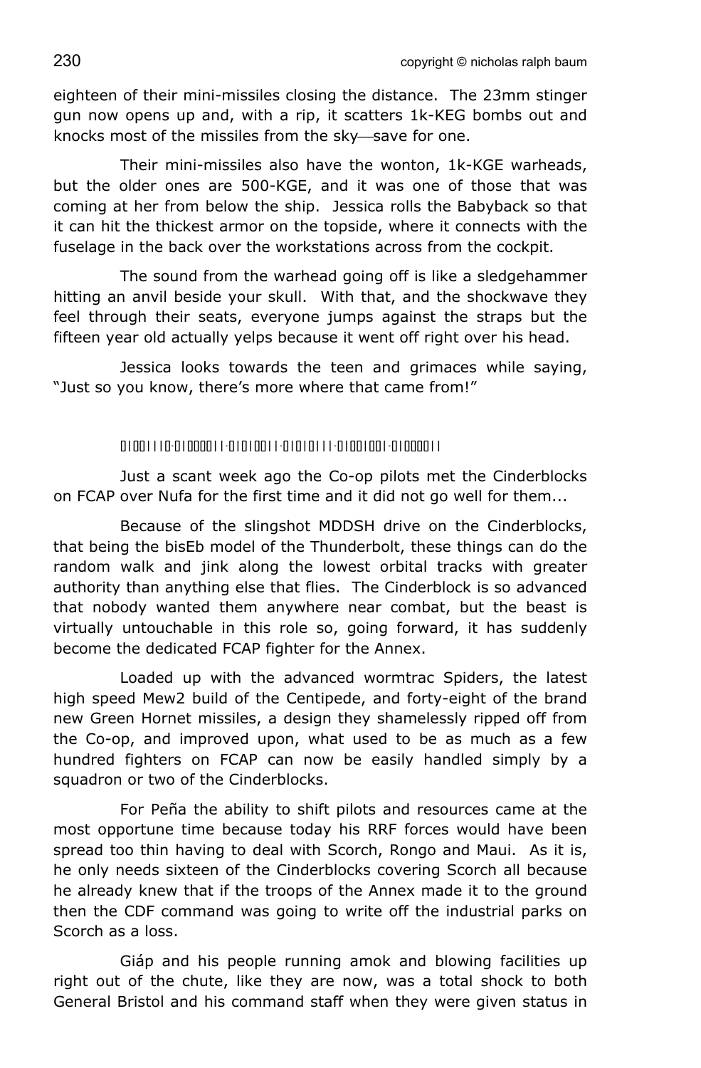eighteen of their mini-missiles closing the distance. The 23mm stinger gun now opens up and, with a rip, it scatters 1k-KEG bombs out and knocks most of the missiles from the sky—save for one.

Their mini-missiles also have the wonton, 1k-KGE warheads, but the older ones are 500-KGE, and it was one of those that was coming at her from below the ship. Jessica rolls the Babyback so that it can hit the thickest armor on the topside, where it connects with the fuselage in the back over the workstations across from the cockpit.

The sound from the warhead going off is like a sledgehammer hitting an anvil beside your skull. With that, and the shockwave they feel through their seats, everyone jumps against the straps but the fifteen year old actually yelps because it went off right over his head.

Jessica looks towards the teen and grimaces while saying, "Just so you know, there's more where that came from!"

01001110-01000011-01010011-01010111-01001001-01000011

Just a scant week ago the Co-op pilots met the Cinderblocks on FCAP over Nufa for the first time and it did not go well for them...

Because of the slingshot MDDSH drive on the Cinderblocks, that being the bisEb model of the Thunderbolt, these things can do the random walk and jink along the lowest orbital tracks with greater authority than anything else that flies. The Cinderblock is so advanced that nobody wanted them anywhere near combat, but the beast is virtually untouchable in this role so, going forward, it has suddenly become the dedicated FCAP fighter for the Annex.

Loaded up with the advanced wormtrac Spiders, the latest high speed Mew2 build of the Centipede, and forty-eight of the brand new Green Hornet missiles, a design they shamelessly ripped off from the Co-op, and improved upon, what used to be as much as a few hundred fighters on FCAP can now be easily handled simply by a squadron or two of the Cinderblocks.

For Peña the ability to shift pilots and resources came at the most opportune time because today his RRF forces would have been spread too thin having to deal with Scorch, Rongo and Maui. As it is, he only needs sixteen of the Cinderblocks covering Scorch all because he already knew that if the troops of the Annex made it to the ground then the CDF command was going to write off the industrial parks on Scorch as a loss.

Giáp and his people running amok and blowing facilities up right out of the chute, like they are now, was a total shock to both General Bristol and his command staff when they were given status in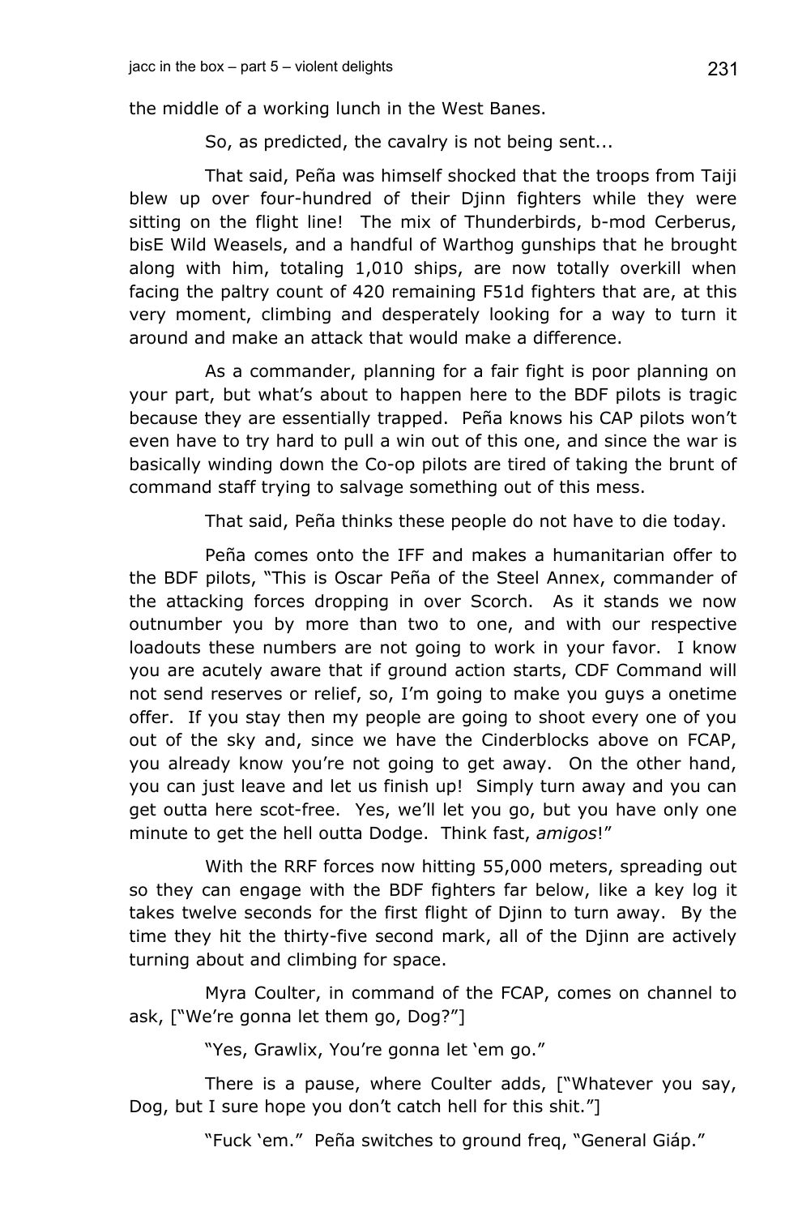the middle of a working lunch in the West Banes.

So, as predicted, the cavalry is not being sent...

That said, Peña was himself shocked that the troops from Taiji blew up over four-hundred of their Djinn fighters while they were sitting on the flight line! The mix of Thunderbirds, b-mod Cerberus, bisE Wild Weasels, and a handful of Warthog gunships that he brought along with him, totaling 1,010 ships, are now totally overkill when facing the paltry count of 420 remaining F51d fighters that are, at this very moment, climbing and desperately looking for a way to turn it around and make an attack that would make a difference.

As a commander, planning for a fair fight is poor planning on your part, but what's about to happen here to the BDF pilots is tragic because they are essentially trapped. Peña knows his CAP pilots won't even have to try hard to pull a win out of this one, and since the war is basically winding down the Co-op pilots are tired of taking the brunt of command staff trying to salvage something out of this mess.

That said, Peña thinks these people do not have to die today.

Peña comes onto the IFF and makes a humanitarian offer to the BDF pilots, "This is Oscar Peña of the Steel Annex, commander of the attacking forces dropping in over Scorch. As it stands we now outnumber you by more than two to one, and with our respective loadouts these numbers are not going to work in your favor. I know you are acutely aware that if ground action starts, CDF Command will not send reserves or relief, so, I'm going to make you guys a onetime offer. If you stay then my people are going to shoot every one of you out of the sky and, since we have the Cinderblocks above on FCAP, you already know you're not going to get away. On the other hand, you can just leave and let us finish up! Simply turn away and you can get outta here scot-free. Yes, we'll let you go, but you have only one minute to get the hell outta Dodge. Think fast, *amigos*!"

With the RRF forces now hitting 55,000 meters, spreading out so they can engage with the BDF fighters far below, like a key log it takes twelve seconds for the first flight of Djinn to turn away. By the time they hit the thirty-five second mark, all of the Djinn are actively turning about and climbing for space.

Myra Coulter, in command of the FCAP, comes on channel to ask, ["We're gonna let them go, Dog?"]

"Yes, Grawlix, You're gonna let 'em go."

There is a pause, where Coulter adds, ["Whatever you say, Dog, but I sure hope you don't catch hell for this shit."]

"Fuck 'em." Peña switches to ground freq, "General Giáp."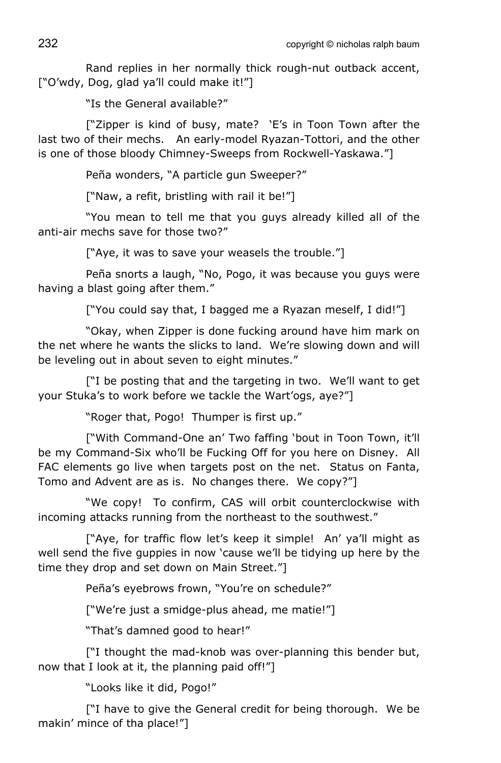Rand replies in her normally thick rough-nut outback accent, ["O'wdy, Dog, glad ya'll could make it!"]

"Is the General available?"

["Zipper is kind of busy, mate? 'E's in Toon Town after the last two of their mechs. An early-model Ryazan-Tottori, and the other is one of those bloody Chimney-Sweeps from Rockwell-Yaskawa."]

Peña wonders, "A particle gun Sweeper?"

["Naw, a refit, bristling with rail it be!"]

"You mean to tell me that you guys already killed all of the anti-air mechs save for those two?"

["Aye, it was to save your weasels the trouble."]

Peña snorts a laugh, "No, Pogo, it was because you guys were having a blast going after them."

["You could say that, I bagged me a Ryazan meself, I did!"]

"Okay, when Zipper is done fucking around have him mark on the net where he wants the slicks to land. We're slowing down and will be leveling out in about seven to eight minutes."

["I be posting that and the targeting in two. We'll want to get your Stuka's to work before we tackle the Wart'ogs, aye?"]

"Roger that, Pogo! Thumper is first up."

["With Command-One an' Two faffing 'bout in Toon Town, it'll be my Command-Six who'll be Fucking Off for you here on Disney. All FAC elements go live when targets post on the net. Status on Fanta, Tomo and Advent are as is. No changes there. We copy?"]

"We copy! To confirm, CAS will orbit counterclockwise with incoming attacks running from the northeast to the southwest."

["Aye, for traffic flow let's keep it simple! An' ya'll might as well send the five guppies in now 'cause we'll be tidying up here by the time they drop and set down on Main Street."]

Peña's eyebrows frown, "You're on schedule?"

["We're just a smidge-plus ahead, me matie!"]

"That's damned good to hear!"

["I thought the mad-knob was over-planning this bender but, now that I look at it, the planning paid off!"]

"Looks like it did, Pogo!"

["I have to give the General credit for being thorough. We be makin' mince of tha place!"]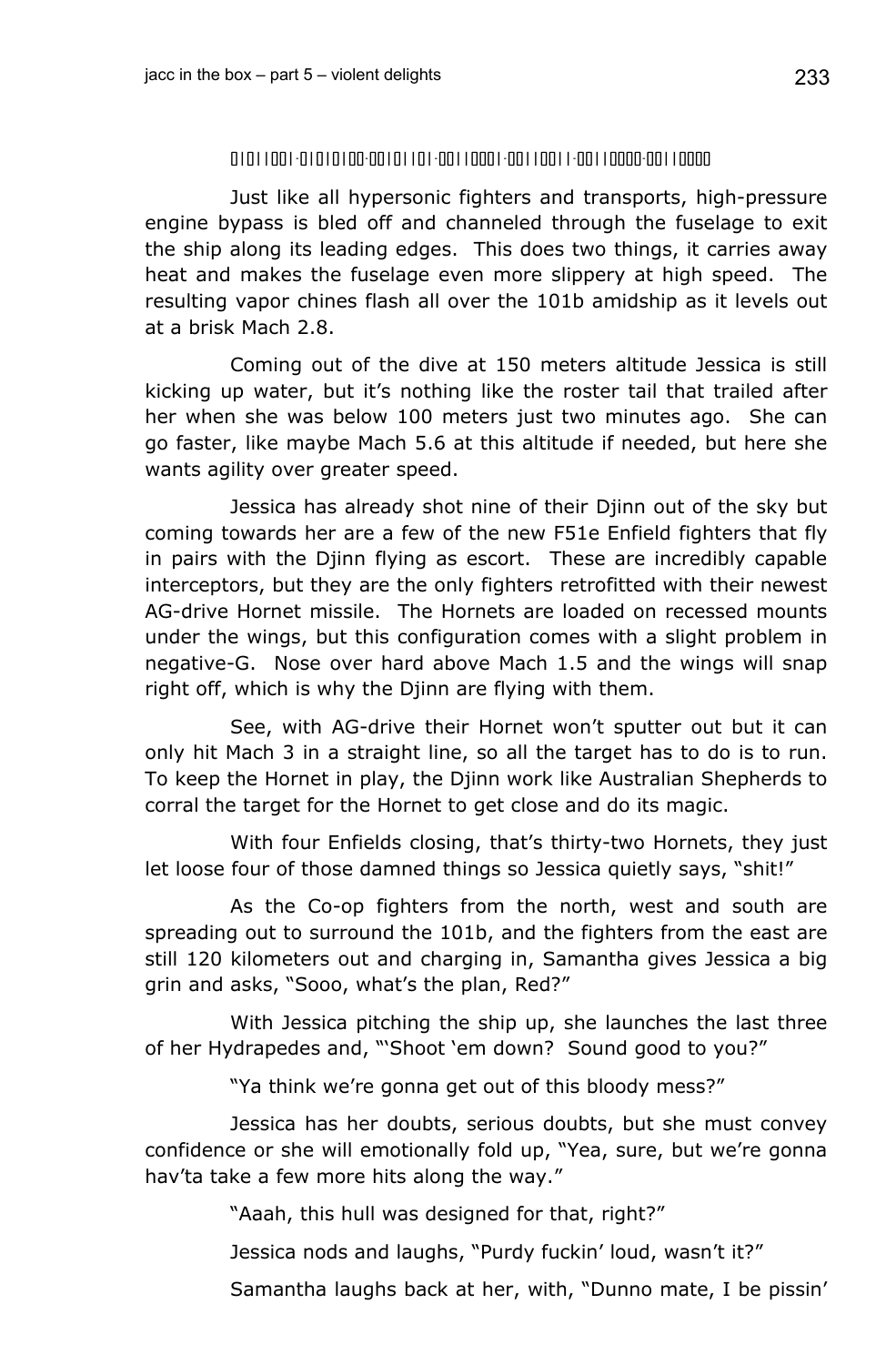01011001·01010100·00101101·00110001·00110011·00110000·00110000

Just like all hypersonic fighters and transports, high-pressure engine bypass is bled off and channeled through the fuselage to exit the ship along its leading edges. This does two things, it carries away heat and makes the fuselage even more slippery at high speed. The resulting vapor chines flash all over the 101b amidship as it levels out at a brisk Mach 2.8.

Coming out of the dive at 150 meters altitude Jessica is still kicking up water, but it's nothing like the roster tail that trailed after her when she was below 100 meters just two minutes ago. She can go faster, like maybe Mach 5.6 at this altitude if needed, but here she wants agility over greater speed.

Jessica has already shot nine of their Djinn out of the sky but coming towards her are a few of the new F51e Enfield fighters that fly in pairs with the Djinn flying as escort. These are incredibly capable interceptors, but they are the only fighters retrofitted with their newest AG-drive Hornet missile. The Hornets are loaded on recessed mounts under the wings, but this configuration comes with a slight problem in negative-G. Nose over hard above Mach 1.5 and the wings will snap right off, which is why the Djinn are flying with them.

See, with AG-drive their Hornet won't sputter out but it can only hit Mach 3 in a straight line, so all the target has to do is to run. To keep the Hornet in play, the Djinn work like Australian Shepherds to corral the target for the Hornet to get close and do its magic.

With four Enfields closing, that's thirty-two Hornets, they just let loose four of those damned things so Jessica quietly says, "shit!"

As the Co-op fighters from the north, west and south are spreading out to surround the 101b, and the fighters from the east are still 120 kilometers out and charging in, Samantha gives Jessica a big grin and asks, "Sooo, what's the plan, Red?"

With Jessica pitching the ship up, she launches the last three of her Hydrapedes and, "'Shoot 'em down? Sound good to you?"

"Ya think we're gonna get out of this bloody mess?"

Jessica has her doubts, serious doubts, but she must convey confidence or she will emotionally fold up, "Yea, sure, but we're gonna hav'ta take a few more hits along the way."

"Aaah, this hull was designed for that, right?"

Jessica nods and laughs, "Purdy fuckin' loud, wasn't it?"

Samantha laughs back at her, with, "Dunno mate, I be pissin'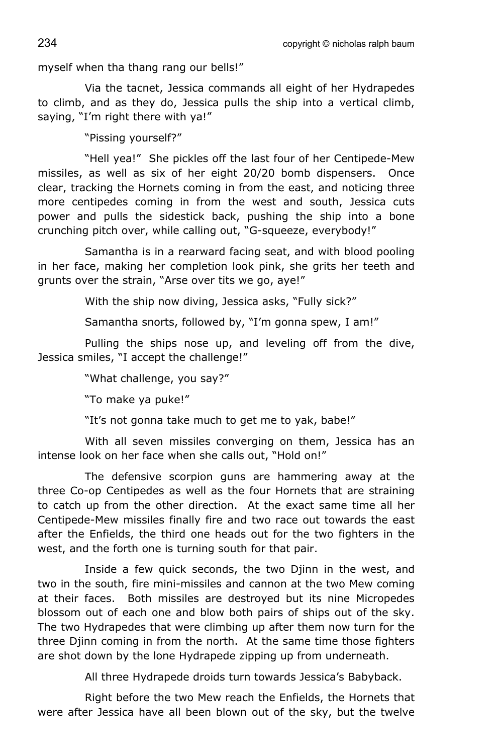myself when tha thang rang our bells!"

Via the tacnet, Jessica commands all eight of her Hydrapedes to climb, and as they do, Jessica pulls the ship into a vertical climb, saying, "I'm right there with ya!"

"Pissing yourself?"

"Hell yea!" She pickles off the last four of her Centipede-Mew missiles, as well as six of her eight 20/20 bomb dispensers. Once clear, tracking the Hornets coming in from the east, and noticing three more centipedes coming in from the west and south, Jessica cuts power and pulls the sidestick back, pushing the ship into a bone crunching pitch over, while calling out, "G-squeeze, everybody!"

Samantha is in a rearward facing seat, and with blood pooling in her face, making her completion look pink, she grits her teeth and grunts over the strain, "Arse over tits we go, aye!"

With the ship now diving, Jessica asks, "Fully sick?"

Samantha snorts, followed by, "I'm gonna spew, I am!"

Pulling the ships nose up, and leveling off from the dive, Jessica smiles, "I accept the challenge!"

"What challenge, you say?"

"To make ya puke!"

"It's not gonna take much to get me to yak, babe!"

With all seven missiles converging on them, Jessica has an intense look on her face when she calls out, "Hold on!"

The defensive scorpion guns are hammering away at the three Co-op Centipedes as well as the four Hornets that are straining to catch up from the other direction. At the exact same time all her Centipede-Mew missiles finally fire and two race out towards the east after the Enfields, the third one heads out for the two fighters in the west, and the forth one is turning south for that pair.

Inside a few quick seconds, the two Djinn in the west, and two in the south, fire mini-missiles and cannon at the two Mew coming at their faces. Both missiles are destroyed but its nine Micropedes blossom out of each one and blow both pairs of ships out of the sky. The two Hydrapedes that were climbing up after them now turn for the three Djinn coming in from the north. At the same time those fighters are shot down by the lone Hydrapede zipping up from underneath.

All three Hydrapede droids turn towards Jessica's Babyback.

Right before the two Mew reach the Enfields, the Hornets that were after Jessica have all been blown out of the sky, but the twelve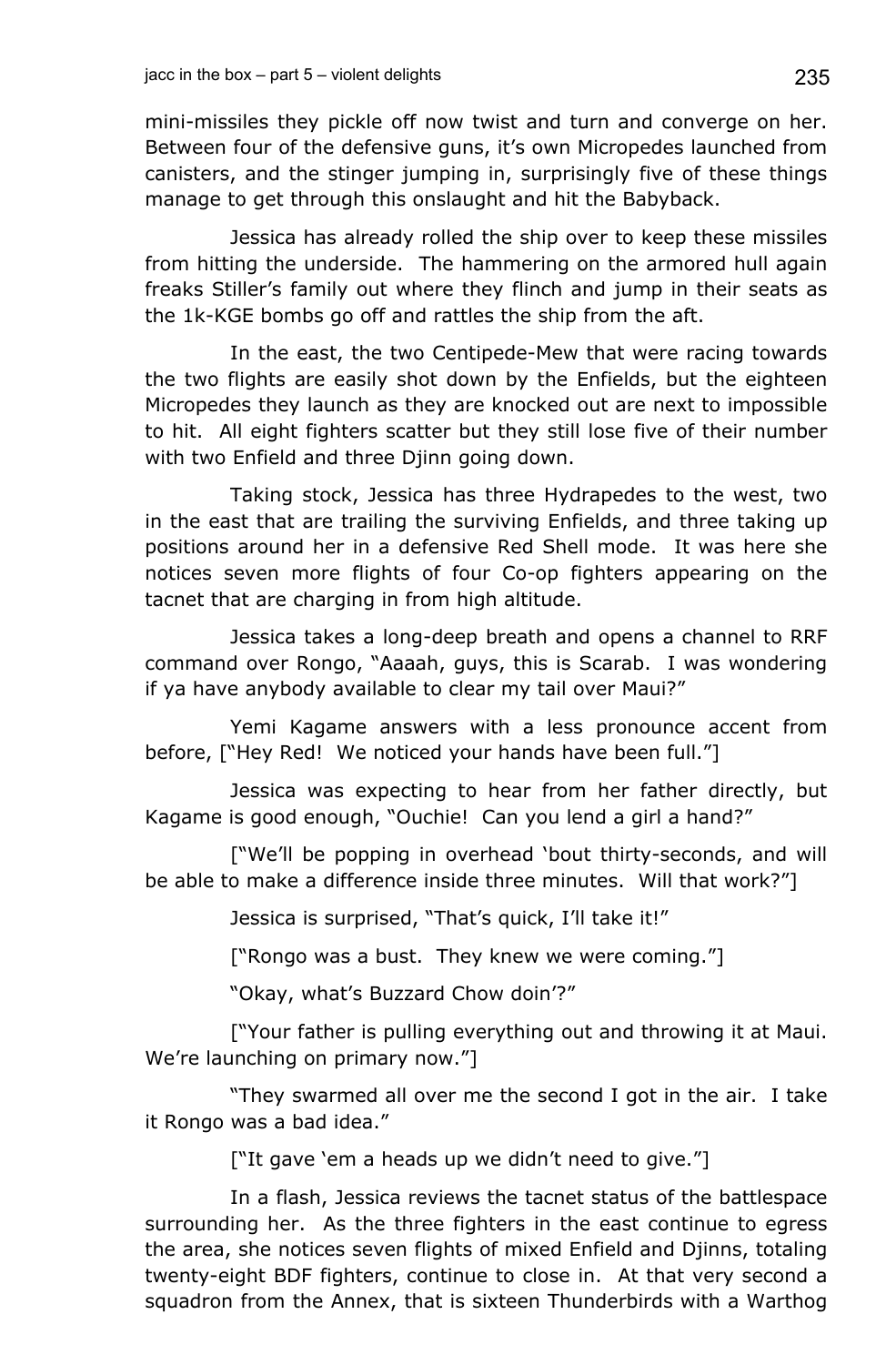mini-missiles they pickle off now twist and turn and converge on her. Between four of the defensive guns, it's own Micropedes launched from canisters, and the stinger jumping in, surprisingly five of these things manage to get through this onslaught and hit the Babyback.

Jessica has already rolled the ship over to keep these missiles from hitting the underside. The hammering on the armored hull again freaks Stiller's family out where they flinch and jump in their seats as the 1k-KGE bombs go off and rattles the ship from the aft.

In the east, the two Centipede-Mew that were racing towards the two flights are easily shot down by the Enfields, but the eighteen Micropedes they launch as they are knocked out are next to impossible to hit. All eight fighters scatter but they still lose five of their number with two Enfield and three Djinn going down.

Taking stock, Jessica has three Hydrapedes to the west, two in the east that are trailing the surviving Enfields, and three taking up positions around her in a defensive Red Shell mode. It was here she notices seven more flights of four Co-op fighters appearing on the tacnet that are charging in from high altitude.

Jessica takes a long-deep breath and opens a channel to RRF command over Rongo, "Aaaah, guys, this is Scarab. I was wondering if ya have anybody available to clear my tail over Maui?"

Yemi Kagame answers with a less pronounce accent from before, ["Hey Red! We noticed your hands have been full."]

Jessica was expecting to hear from her father directly, but Kagame is good enough, "Ouchie! Can you lend a girl a hand?"

["We'll be popping in overhead 'bout thirty-seconds, and will be able to make a difference inside three minutes. Will that work?"]

Jessica is surprised, "That's quick, I'll take it!"

["Rongo was a bust. They knew we were coming."]

"Okay, what's Buzzard Chow doin'?"

["Your father is pulling everything out and throwing it at Maui. We're launching on primary now."]

"They swarmed all over me the second I got in the air. I take it Rongo was a bad idea."

["It gave 'em a heads up we didn't need to give."]

In a flash, Jessica reviews the tacnet status of the battlespace surrounding her. As the three fighters in the east continue to egress the area, she notices seven flights of mixed Enfield and Djinns, totaling twenty-eight BDF fighters, continue to close in. At that very second a squadron from the Annex, that is sixteen Thunderbirds with a Warthog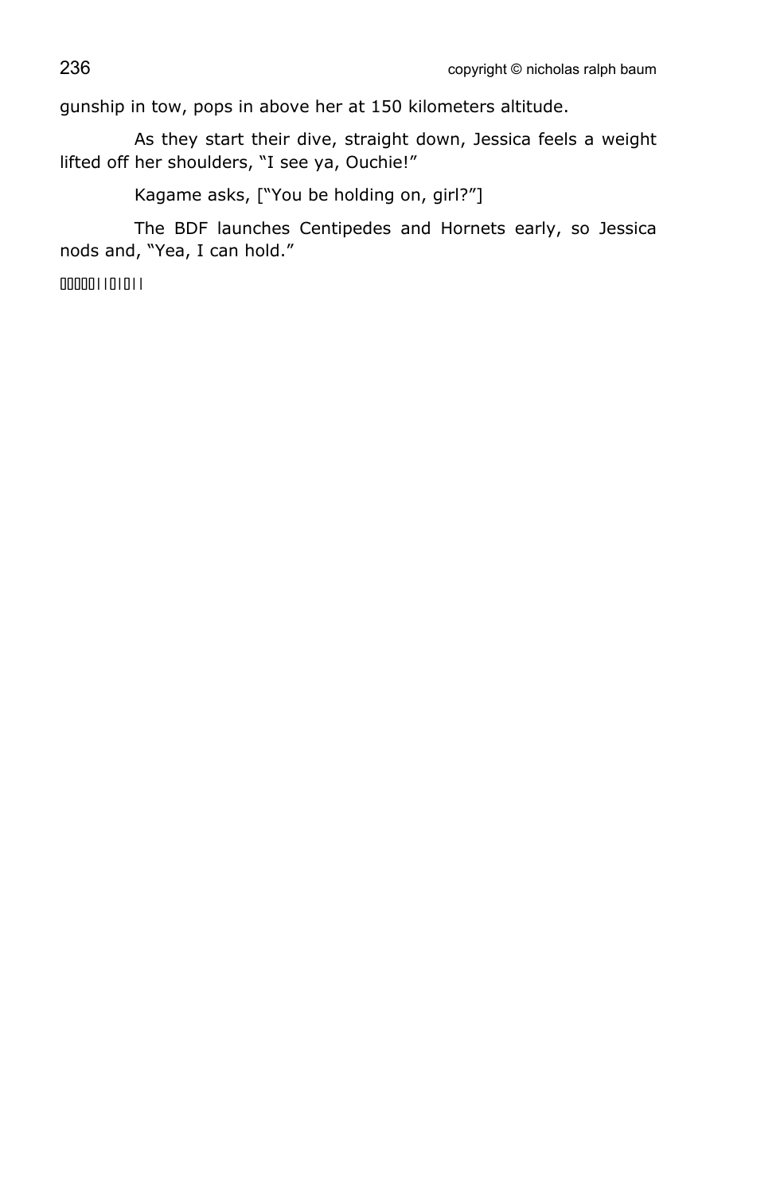gunship in tow, pops in above her at 150 kilometers altitude.

As they start their dive, straight down, Jessica feels a weight lifted off her shoulders, "I see ya, Ouchie!"

Kagame asks, ["You be holding on, girl?"]

The BDF launches Centipedes and Hornets early, so Jessica nods and, "Yea, I can hold."